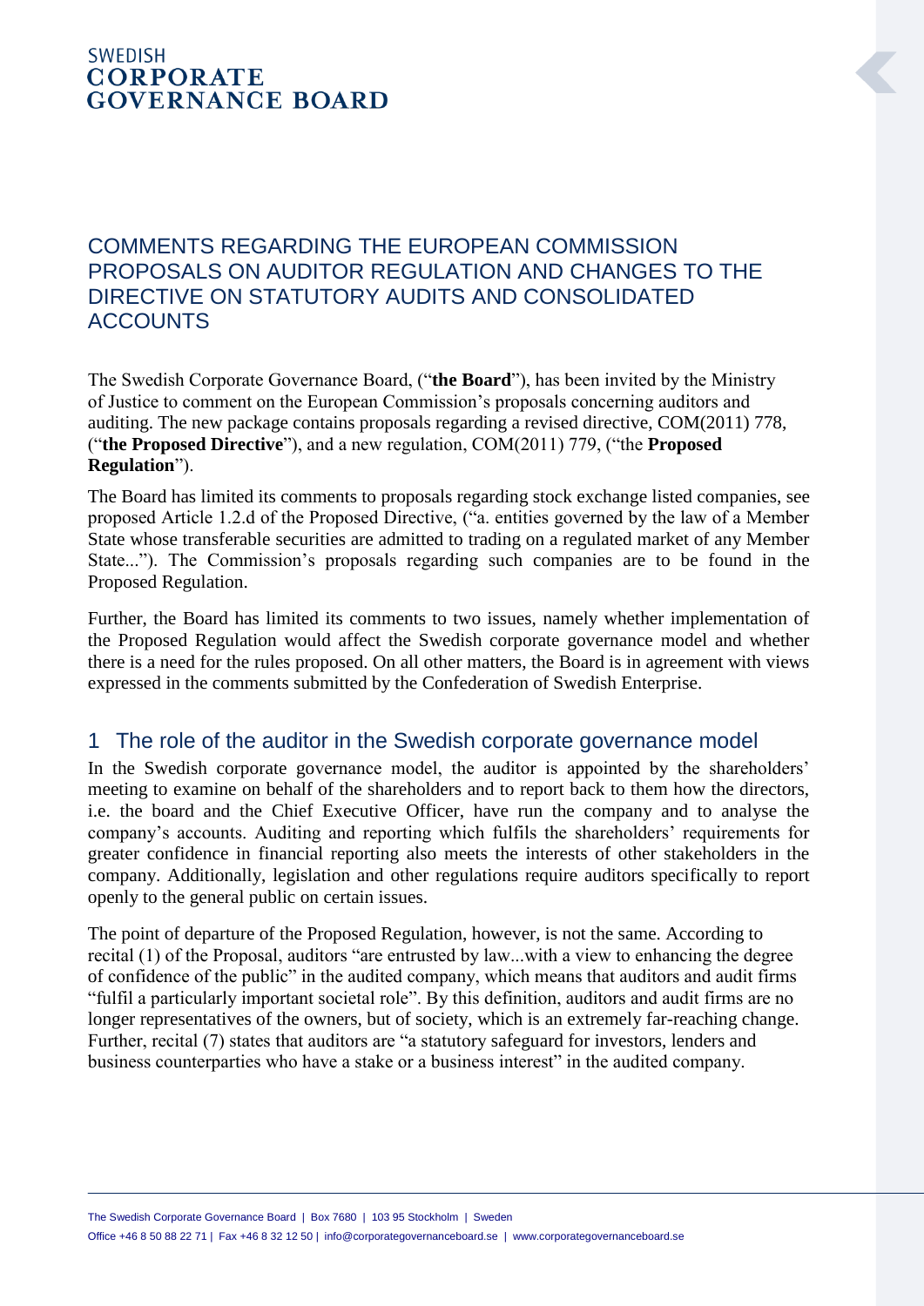SWEDISH
**CORPORATE GOVERNANCE BOARD**

# COMMENTS REGARDING THE EUROPEAN COMMISSION PROPOSALS ON AUDITOR REGULATION AND CHANGES TO THE DIRECTIVE ON STATUTORY AUDITS AND CONSOLIDATED ACCOUNTS

The Swedish Corporate Governance Board, ("**the Board**"), has been invited by the Ministry of Justice to comment on the European Commission's proposals concerning auditors and auditing. The new package contains proposals regarding a revised directive, COM(2011) 778, ("**the Proposed Directive**"), and a new regulation, COM(2011) 779, ("the **Proposed Regulation**").

The Board has limited its comments to proposals regarding stock exchange listed companies, see proposed Article 1.2.d of the Proposed Directive, ("a. entities governed by the law of a Member State whose transferable securities are admitted to trading on a regulated market of any Member State..."). The Commission's proposals regarding such companies are to be found in the Proposed Regulation.

Further, the Board has limited its comments to two issues, namely whether implementation of the Proposed Regulation would affect the Swedish corporate governance model and whether there is a need for the rules proposed. On all other matters, the Board is in agreement with views expressed in the comments submitted by the Confederation of Swedish Enterprise.

## 1 The role of the auditor in the Swedish corporate governance model

In the Swedish corporate governance model, the auditor is appointed by the shareholders' meeting to examine on behalf of the shareholders and to report back to them how the directors, i.e. the board and the Chief Executive Officer, have run the company and to analyse the company's accounts. Auditing and reporting which fulfils the shareholders' requirements for greater confidence in financial reporting also meets the interests of other stakeholders in the company. Additionally, legislation and other regulations require auditors specifically to report openly to the general public on certain issues.

The point of departure of the Proposed Regulation, however, is not the same. According to recital (1) of the Proposal, auditors "are entrusted by law...with a view to enhancing the degree of confidence of the public" in the audited company, which means that auditors and audit firms "fulfil a particularly important societal role". By this definition, auditors and audit firms are no longer representatives of the owners, but of society, which is an extremely far-reaching change. Further, recital (7) states that auditors are "a statutory safeguard for investors, lenders and business counterparties who have a stake or a business interest" in the audited company.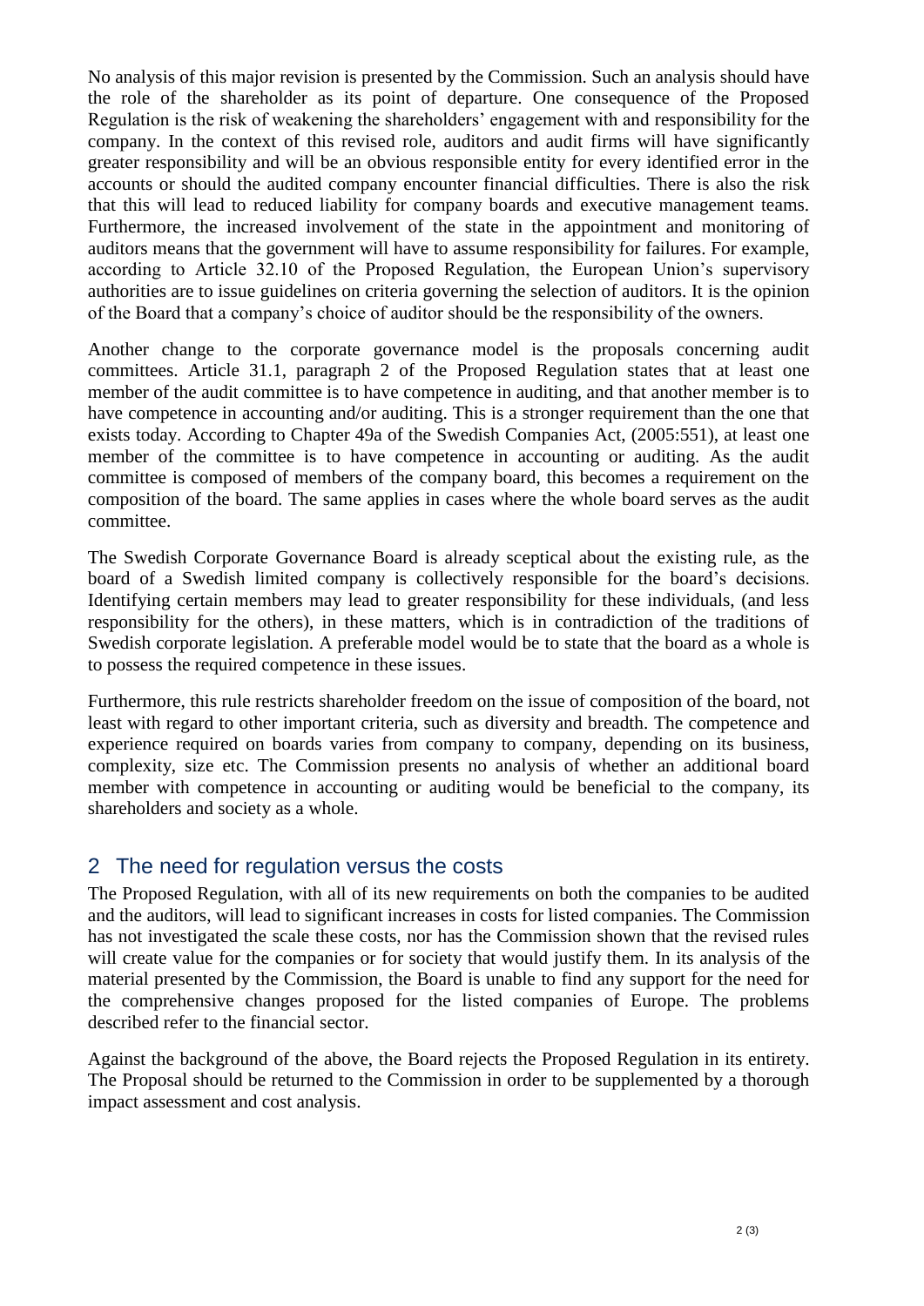No analysis of this major revision is presented by the Commission. Such an analysis should have the role of the shareholder as its point of departure. One consequence of the Proposed Regulation is the risk of weakening the shareholders' engagement with and responsibility for the company. In the context of this revised role, auditors and audit firms will have significantly greater responsibility and will be an obvious responsible entity for every identified error in the accounts or should the audited company encounter financial difficulties. There is also the risk that this will lead to reduced liability for company boards and executive management teams. Furthermore, the increased involvement of the state in the appointment and monitoring of auditors means that the government will have to assume responsibility for failures. For example, according to Article 32.10 of the Proposed Regulation, the European Union's supervisory authorities are to issue guidelines on criteria governing the selection of auditors. It is the opinion of the Board that a company's choice of auditor should be the responsibility of the owners.

Another change to the corporate governance model is the proposals concerning audit committees. Article 31.1, paragraph 2 of the Proposed Regulation states that at least one member of the audit committee is to have competence in auditing, and that another member is to have competence in accounting and/or auditing. This is a stronger requirement than the one that exists today. According to Chapter 49a of the Swedish Companies Act, (2005:551), at least one member of the committee is to have competence in accounting or auditing. As the audit committee is composed of members of the company board, this becomes a requirement on the composition of the board. The same applies in cases where the whole board serves as the audit committee.

The Swedish Corporate Governance Board is already sceptical about the existing rule, as the board of a Swedish limited company is collectively responsible for the board's decisions. Identifying certain members may lead to greater responsibility for these individuals, (and less responsibility for the others), in these matters, which is in contradiction of the traditions of Swedish corporate legislation. A preferable model would be to state that the board as a whole is to possess the required competence in these issues.

Furthermore, this rule restricts shareholder freedom on the issue of composition of the board, not least with regard to other important criteria, such as diversity and breadth. The competence and experience required on boards varies from company to company, depending on its business, complexity, size etc. The Commission presents no analysis of whether an additional board member with competence in accounting or auditing would be beneficial to the company, its shareholders and society as a whole.

## 2 The need for regulation versus the costs

The Proposed Regulation, with all of its new requirements on both the companies to be audited and the auditors, will lead to significant increases in costs for listed companies. The Commission has not investigated the scale these costs, nor has the Commission shown that the revised rules will create value for the companies or for society that would justify them. In its analysis of the material presented by the Commission, the Board is unable to find any support for the need for the comprehensive changes proposed for the listed companies of Europe. The problems described refer to the financial sector.

Against the background of the above, the Board rejects the Proposed Regulation in its entirety. The Proposal should be returned to the Commission in order to be supplemented by a thorough impact assessment and cost analysis.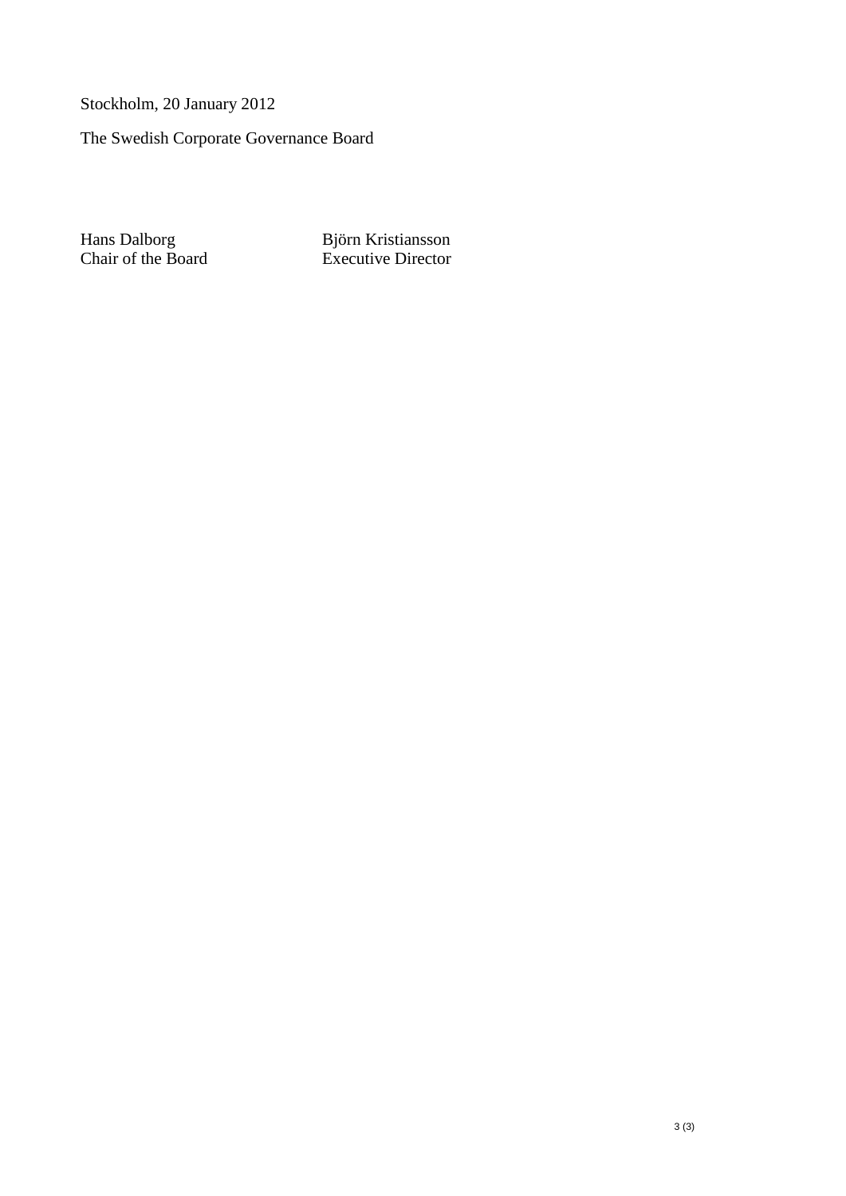Stockholm, 20 January 2012

The Swedish Corporate Governance Board

| | |
|---|---|
| Hans Dalborg | Björn Kristiansson |
| Chair of the Board | Executive Director |